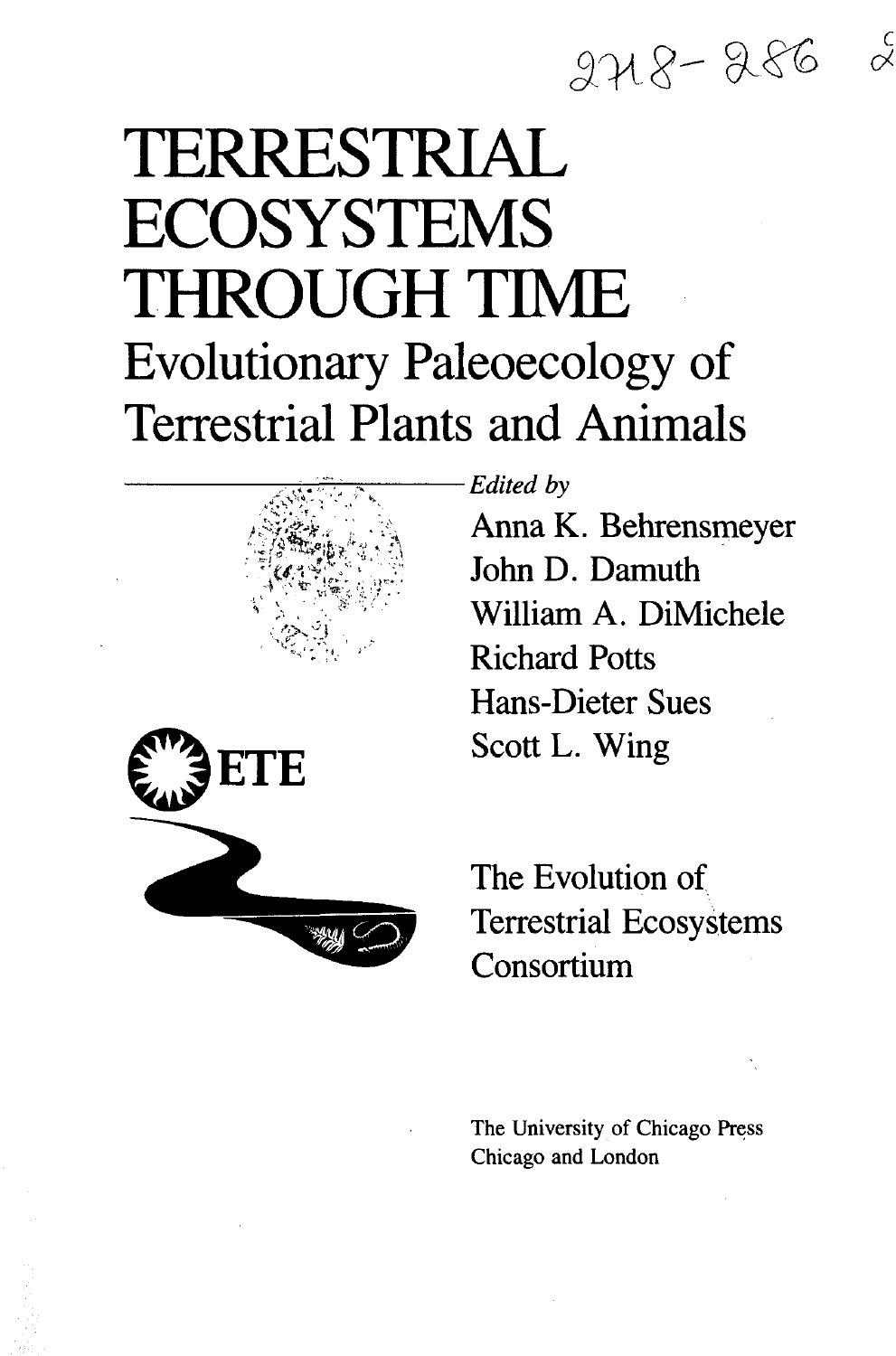# TERRESTRIAL ECOSYSTEMS THROUGH TIME

## Evolutionary Paleoecology of Terrestrial Plants and Animals

*Edited by*

Anna K. Behrensmeyer
John D. Damuth
William A. DiMichele
Richard Potts
Hans-Dieter Sues
Scott L. Wing

ETE

The Evolution of Terrestrial Ecosystems Consortium

The University of Chicago Press
Chicago and London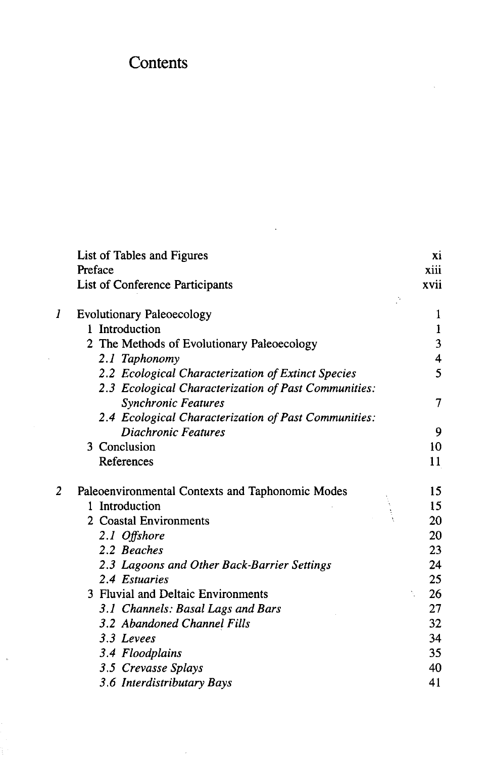# Contents

| | | |
|---|---|---|
| | List of Tables and Figures | xi |
| | Preface | xiii |
| | List of Conference Participants | xvii |
| *1* | Evolutionary Paleoecology | 1 |
| | 1 Introduction | 1 |
| | 2 The Methods of Evolutionary Paleoecology | 3 |
| | *2.1 Taphonomy* | 4 |
| | *2.2 Ecological Characterization of Extinct Species* | 5 |
| | *2.3 Ecological Characterization of Past Communities: Synchronic Features* | 7 |
| | *2.4 Ecological Characterization of Past Communities: Diachronic Features* | 9 |
| | 3 Conclusion | 10 |
| | References | 11 |
| *2* | Paleoenvironmental Contexts and Taphonomic Modes | 15 |
| | 1 Introduction | 15 |
| | 2 Coastal Environments | 20 |
| | *2.1 Offshore* | 20 |
| | *2.2 Beaches* | 23 |
| | *2.3 Lagoons and Other Back-Barrier Settings* | 24 |
| | *2.4 Estuaries* | 25 |
| | 3 Fluvial and Deltaic Environments | 26 |
| | *3.1 Channels: Basal Lags and Bars* | 27 |
| | *3.2 Abandoned Channel Fills* | 32 |
| | *3.3 Levees* | 34 |
| | *3.4 Floodplains* | 35 |
| | *3.5 Crevasse Splays* | 40 |
| | *3.6 Interdistributary Bays* | 41 |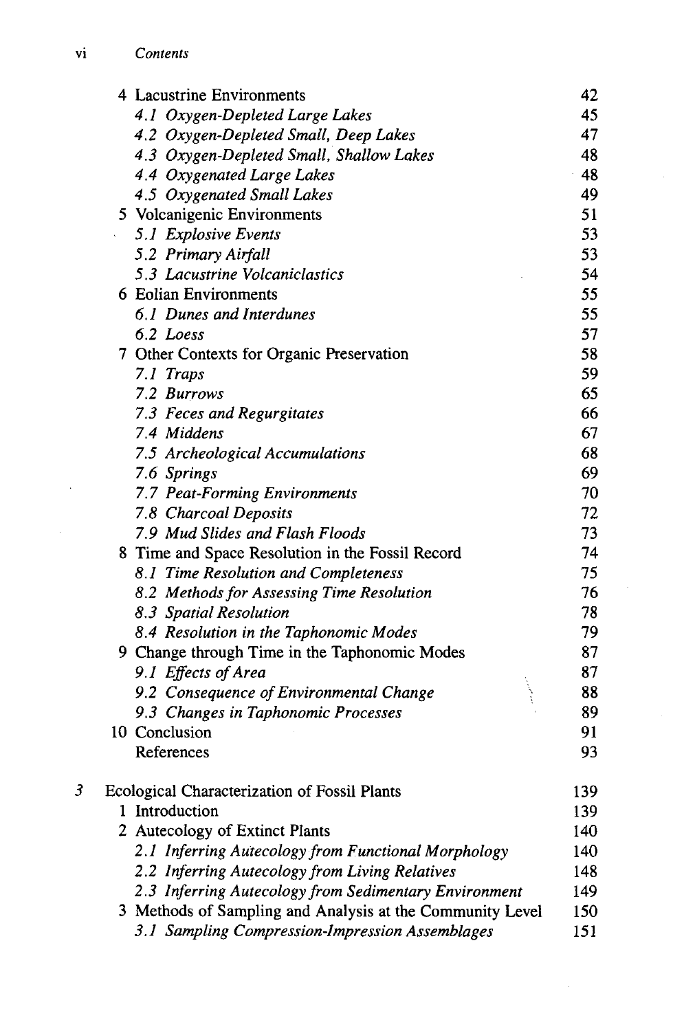4 Lacustrine Environments 42
  *4.1 Oxygen-Depleted Large Lakes* 45
  *4.2 Oxygen-Depleted Small, Deep Lakes* 47
  *4.3 Oxygen-Depleted Small, Shallow Lakes* 48
  *4.4 Oxygenated Large Lakes* 48
  *4.5 Oxygenated Small Lakes* 49
5 Volcanigenic Environments 51
  *5.1 Explosive Events* 53
  *5.2 Primary Airfall* 53
  *5.3 Lacustrine Volcaniclastics* 54
6 Eolian Environments 55
  *6.1 Dunes and Interdunes* 55
  *6.2 Loess* 57
7 Other Contexts for Organic Preservation 58
  *7.1 Traps* 59
  *7.2 Burrows* 65
  *7.3 Feces and Regurgitates* 66
  *7.4 Middens* 67
  *7.5 Archeological Accumulations* 68
  *7.6 Springs* 69
  *7.7 Peat-Forming Environments* 70
  *7.8 Charcoal Deposits* 72
  *7.9 Mud Slides and Flash Floods* 73
8 Time and Space Resolution in the Fossil Record 74
  *8.1 Time Resolution and Completeness* 75
  *8.2 Methods for Assessing Time Resolution* 76
  *8.3 Spatial Resolution* 78
  *8.4 Resolution in the Taphonomic Modes* 79
9 Change through Time in the Taphonomic Modes 87
  *9.1 Effects of Area* 87
  *9.2 Consequence of Environmental Change* 88
  *9.3 Changes in Taphonomic Processes* 89
10 Conclusion 91
References 93

*3* Ecological Characterization of Fossil Plants 139
1 Introduction 139
2 Autecology of Extinct Plants 140
  *2.1 Inferring Autecology from Functional Morphology* 140
  *2.2 Inferring Autecology from Living Relatives* 148
  *2.3 Inferring Autecology from Sedimentary Environment* 149
3 Methods of Sampling and Analysis at the Community Level 150
  *3.1 Sampling Compression-Impression Assemblages* 151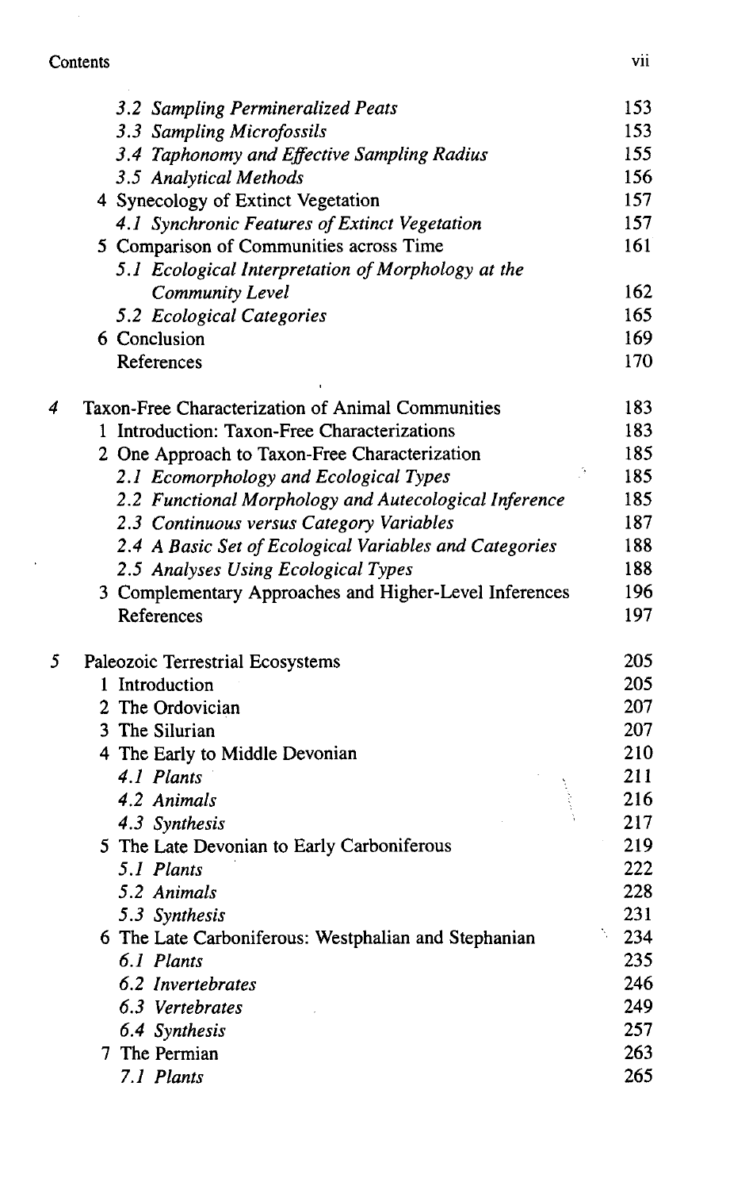| | | |
|---|---|---|
| | *3.2 Sampling Permineralized Peats* | 153 |
| | *3.3 Sampling Microfossils* | 153 |
| | *3.4 Taphonomy and Effective Sampling Radius* | 155 |
| | *3.5 Analytical Methods* | 156 |
| | 4 Synecology of Extinct Vegetation | 157 |
| | *4.1 Synchronic Features of Extinct Vegetation* | 157 |
| | 5 Comparison of Communities across Time | 161 |
| | *5.1 Ecological Interpretation of Morphology at the Community Level* | 162 |
| | *5.2 Ecological Categories* | 165 |
| | 6 Conclusion | 169 |
| | References | 170 |
| 4 | Taxon-Free Characterization of Animal Communities | 183 |
| | 1 Introduction: Taxon-Free Characterizations | 183 |
| | 2 One Approach to Taxon-Free Characterization | 185 |
| | *2.1 Ecomorphology and Ecological Types* | 185 |
| | *2.2 Functional Morphology and Autecological Inference* | 185 |
| | *2.3 Continuous versus Category Variables* | 187 |
| | *2.4 A Basic Set of Ecological Variables and Categories* | 188 |
| | *2.5 Analyses Using Ecological Types* | 188 |
| | 3 Complementary Approaches and Higher-Level Inferences | 196 |
| | References | 197 |
| 5 | Paleozoic Terrestrial Ecosystems | 205 |
| | 1 Introduction | 205 |
| | 2 The Ordovician | 207 |
| | 3 The Silurian | 207 |
| | 4 The Early to Middle Devonian | 210 |
| | *4.1 Plants* | 211 |
| | *4.2 Animals* | 216 |
| | *4.3 Synthesis* | 217 |
| | 5 The Late Devonian to Early Carboniferous | 219 |
| | *5.1 Plants* | 222 |
| | *5.2 Animals* | 228 |
| | *5.3 Synthesis* | 231 |
| | 6 The Late Carboniferous: Westphalian and Stephanian | 234 |
| | *6.1 Plants* | 235 |
| | *6.2 Invertebrates* | 246 |
| | *6.3 Vertebrates* | 249 |
| | *6.4 Synthesis* | 257 |
| | 7 The Permian | 263 |
| | *7.1 Plants* | 265 |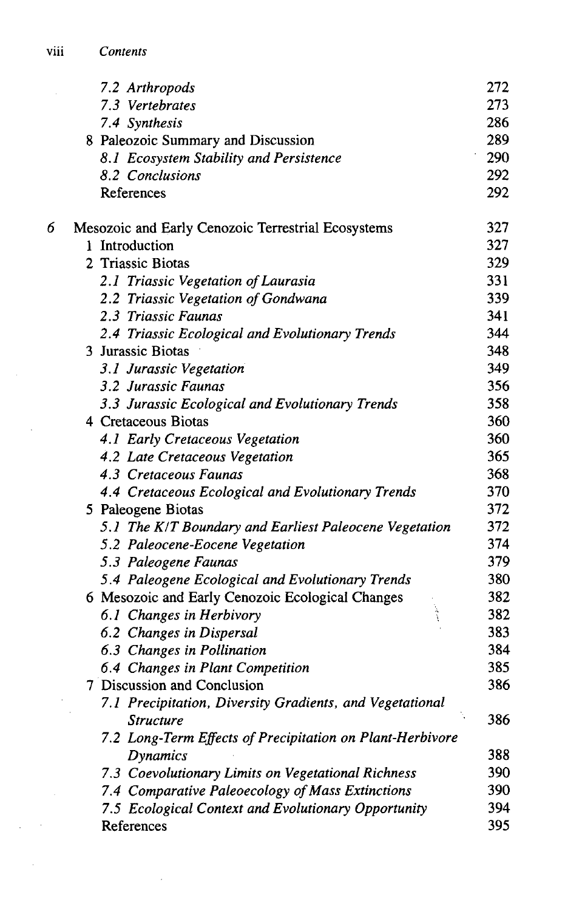| | | |
|---|---|---|
| | *7.2 Arthropods* | 272 |
| | *7.3 Vertebrates* | 273 |
| | *7.4 Synthesis* | 286 |
| | 8 Paleozoic Summary and Discussion | 289 |
| | *8.1 Ecosystem Stability and Persistence* | 290 |
| | *8.2 Conclusions* | 292 |
| | References | 292 |
| 6 | Mesozoic and Early Cenozoic Terrestrial Ecosystems | 327 |
| | 1 Introduction | 327 |
| | 2 Triassic Biotas | 329 |
| | *2.1 Triassic Vegetation of Laurasia* | 331 |
| | *2.2 Triassic Vegetation of Gondwana* | 339 |
| | *2.3 Triassic Faunas* | 341 |
| | *2.4 Triassic Ecological and Evolutionary Trends* | 344 |
| | 3 Jurassic Biotas | 348 |
| | *3.1 Jurassic Vegetation* | 349 |
| | *3.2 Jurassic Faunas* | 356 |
| | *3.3 Jurassic Ecological and Evolutionary Trends* | 358 |
| | 4 Cretaceous Biotas | 360 |
| | *4.1 Early Cretaceous Vegetation* | 360 |
| | *4.2 Late Cretaceous Vegetation* | 365 |
| | *4.3 Cretaceous Faunas* | 368 |
| | *4.4 Cretaceous Ecological and Evolutionary Trends* | 370 |
| | 5 Paleogene Biotas | 372 |
| | *5.1 The K/T Boundary and Earliest Paleocene Vegetation* | 372 |
| | *5.2 Paleocene-Eocene Vegetation* | 374 |
| | *5.3 Paleogene Faunas* | 379 |
| | *5.4 Paleogene Ecological and Evolutionary Trends* | 380 |
| | 6 Mesozoic and Early Cenozoic Ecological Changes | 382 |
| | *6.1 Changes in Herbivory* | 382 |
| | *6.2 Changes in Dispersal* | 383 |
| | *6.3 Changes in Pollination* | 384 |
| | *6.4 Changes in Plant Competition* | 385 |
| | 7 Discussion and Conclusion | 386 |
| | *7.1 Precipitation, Diversity Gradients, and Vegetational Structure* | 386 |
| | *7.2 Long-Term Effects of Precipitation on Plant-Herbivore Dynamics* | 388 |
| | *7.3 Coevolutionary Limits on Vegetational Richness* | 390 |
| | *7.4 Comparative Paleoecology of Mass Extinctions* | 390 |
| | *7.5 Ecological Context and Evolutionary Opportunity* | 394 |
| | References | 395 |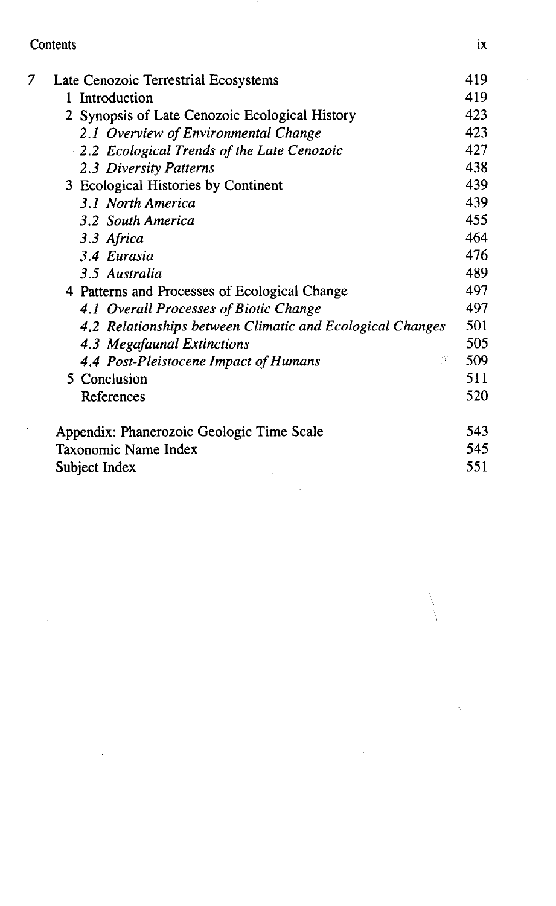| | | |
|---|---|---|
| 7 | Late Cenozoic Terrestrial Ecosystems | 419 |
| | 1 Introduction | 419 |
| | 2 Synopsis of Late Cenozoic Ecological History | 423 |
| | *2.1 Overview of Environmental Change* | 423 |
| | *2.2 Ecological Trends of the Late Cenozoic* | 427 |
| | *2.3 Diversity Patterns* | 438 |
| | 3 Ecological Histories by Continent | 439 |
| | *3.1 North America* | 439 |
| | *3.2 South America* | 455 |
| | *3.3 Africa* | 464 |
| | *3.4 Eurasia* | 476 |
| | *3.5 Australia* | 489 |
| | 4 Patterns and Processes of Ecological Change | 497 |
| | *4.1 Overall Processes of Biotic Change* | 497 |
| | *4.2 Relationships between Climatic and Ecological Changes* | 501 |
| | *4.3 Megafaunal Extinctions* | 505 |
| | *4.4 Post-Pleistocene Impact of Humans* | 509 |
| | 5 Conclusion | 511 |
| | References | 520 |
| | Appendix: Phanerozoic Geologic Time Scale | 543 |
| | Taxonomic Name Index | 545 |
| | Subject Index | 551 |